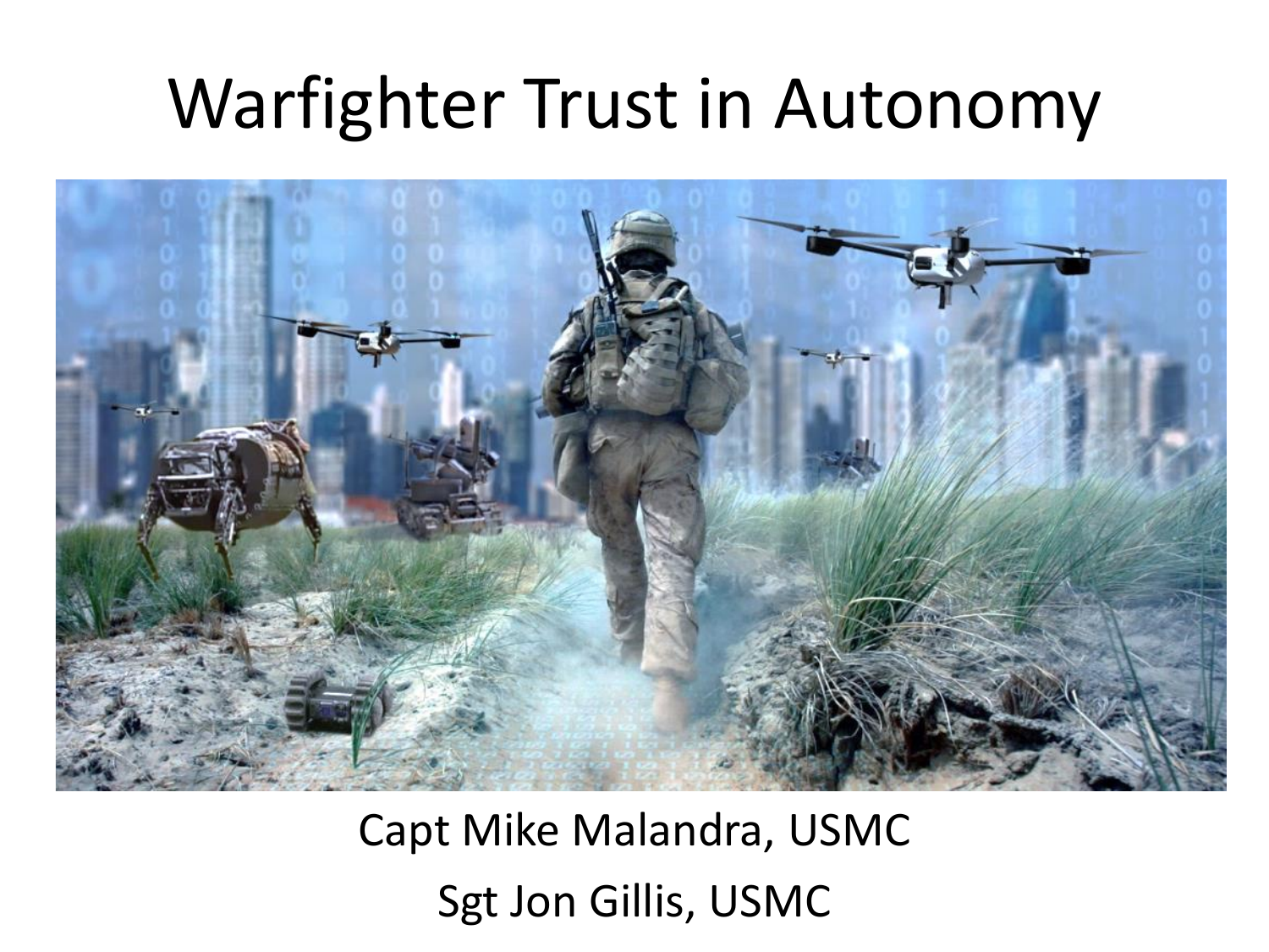# Warfighter Trust in Autonomy

Capt Mike Malandra, USMC

Sgt Jon Gillis, USMC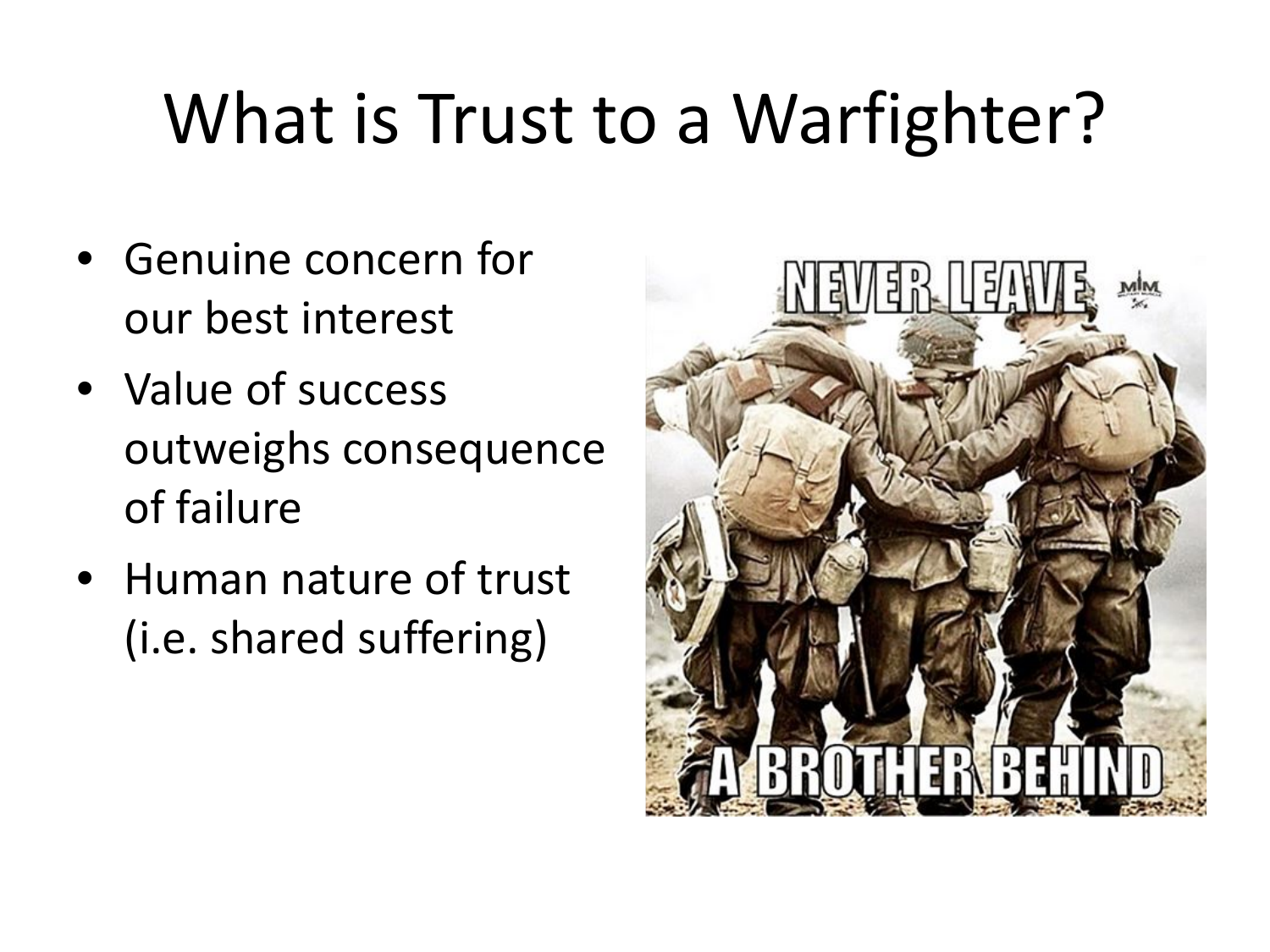# What is Trust to a Warfighter?

- Genuine concern for our best interest
- Value of success outweighs consequence of failure
- Human nature of trust (i.e. shared suffering)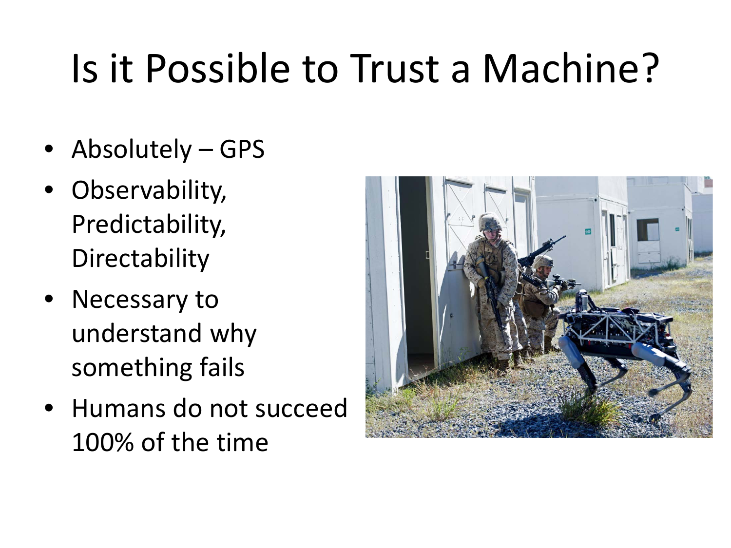# Is it Possible to Trust a Machine?

- Absolutely – GPS
- Observability, Predictability, Directability
- Necessary to understand why something fails
- Humans do not succeed 100% of the time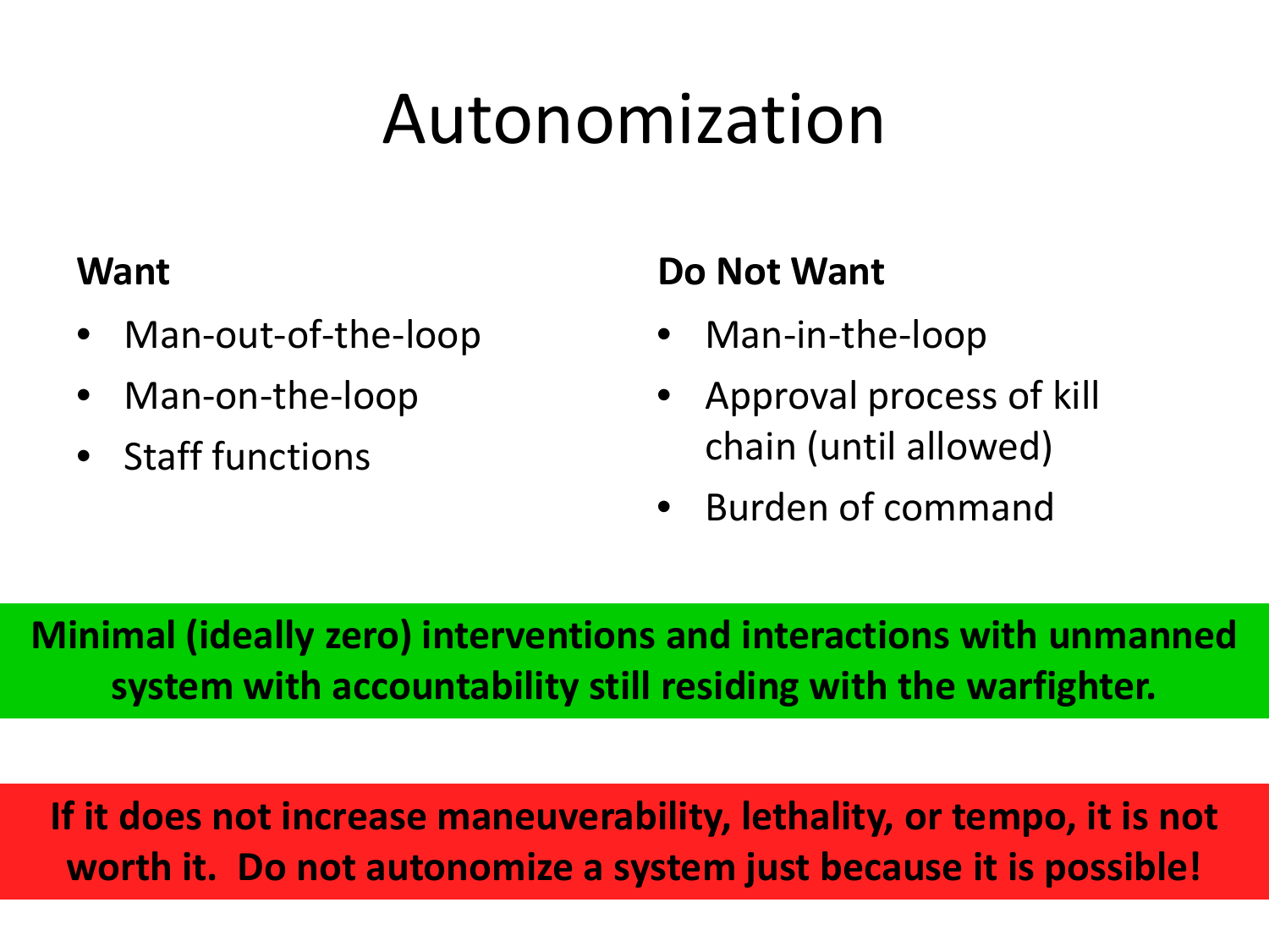# Autonomization

**Want**

- Man-out-of-the-loop
- Man-on-the-loop
- Staff functions

**Do Not Want**

- Man-in-the-loop
- Approval process of kill chain (until allowed)
- Burden of command

**Minimal (ideally zero) interventions and interactions with unmanned system with accountability still residing with the warfighter.**

**If it does not increase maneuverability, lethality, or tempo, it is not worth it. Do not autonomize a system just because it is possible!**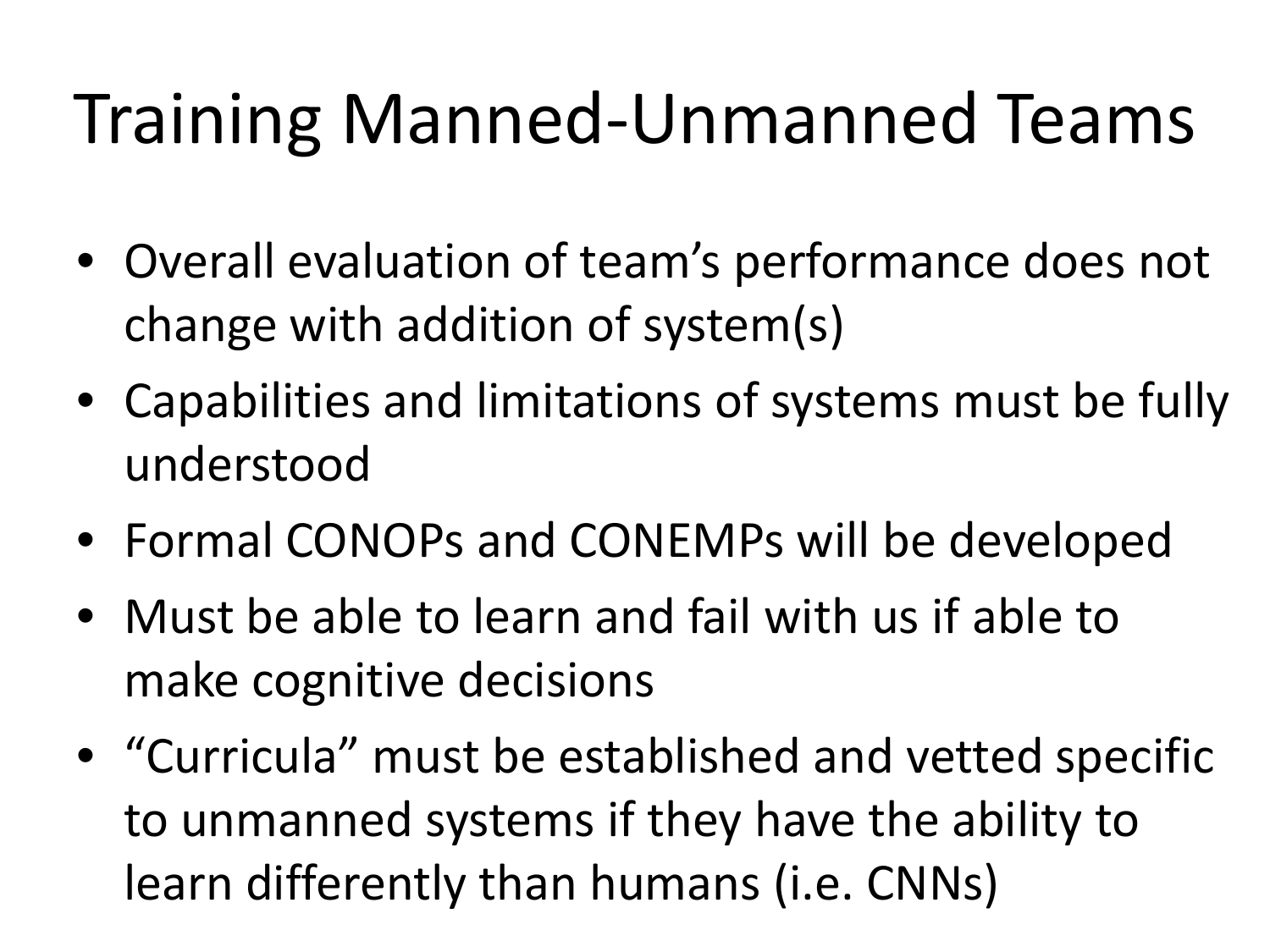# Training Manned-Unmanned Teams

- Overall evaluation of team's performance does not change with addition of system(s)
- Capabilities and limitations of systems must be fully understood
- Formal CONOPs and CONEMPs will be developed
- Must be able to learn and fail with us if able to make cognitive decisions
- "Curricula" must be established and vetted specific to unmanned systems if they have the ability to learn differently than humans (i.e. CNNs)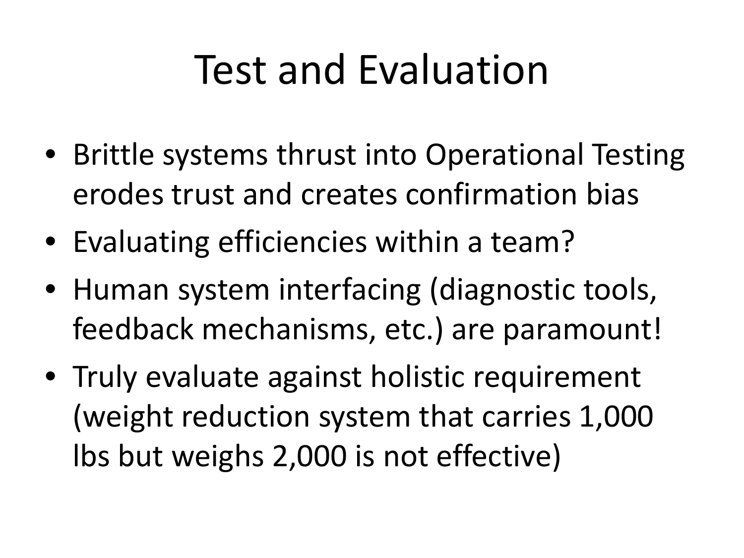# Test and Evaluation

- Brittle systems thrust into Operational Testing erodes trust and creates confirmation bias
- Evaluating efficiencies within a team?
- Human system interfacing (diagnostic tools, feedback mechanisms, etc.) are paramount!
- Truly evaluate against holistic requirement (weight reduction system that carries 1,000 lbs but weighs 2,000 is not effective)